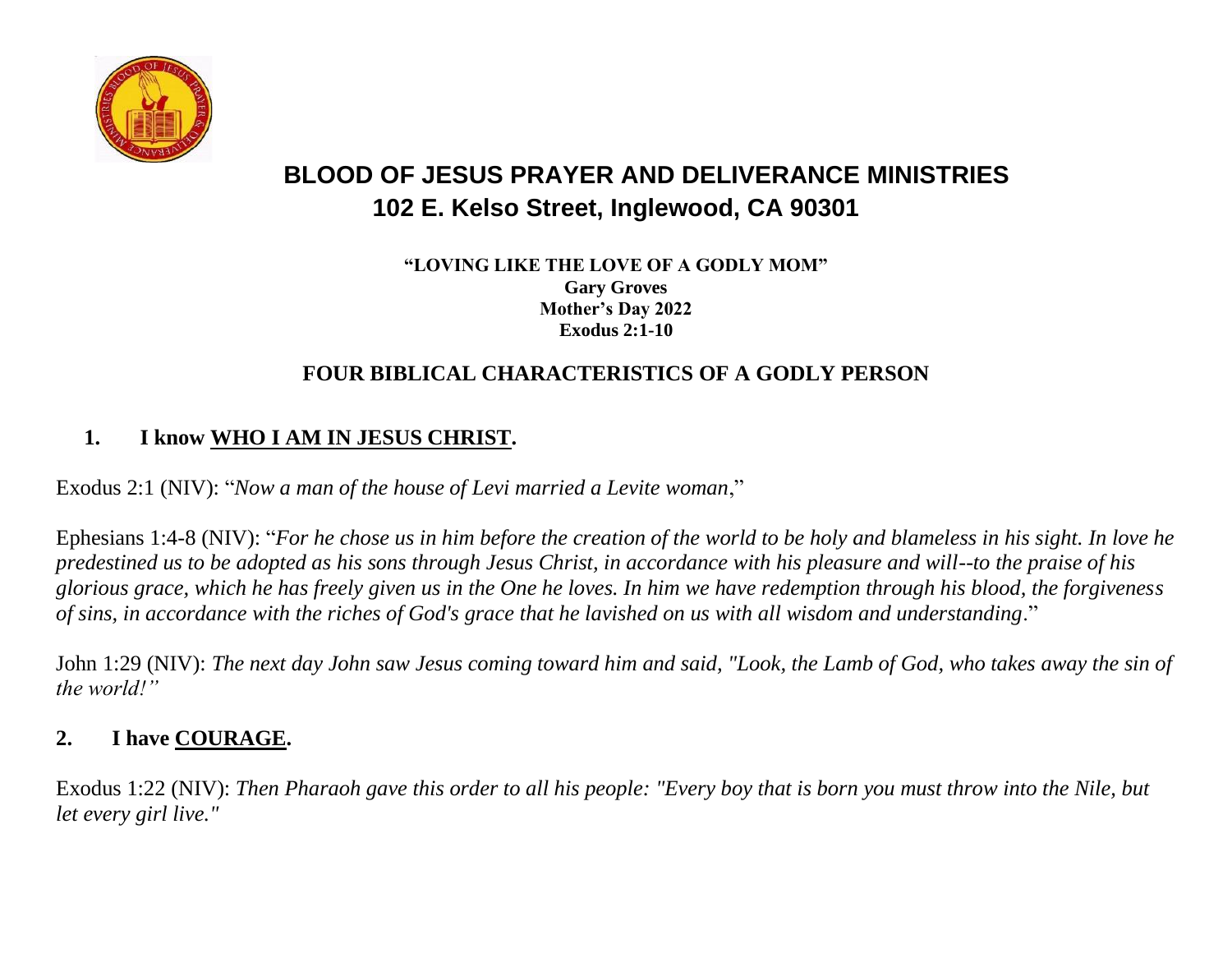# BLOE OF JESUS PRAYER AND DELIVERANCE MINISTRIES

# BLOOD OF JESUS PRAYER AND DELIVERANCE MINISTRIES
## 102 E. Kelso Street, Inglewood, CA 90301

**"LOVING LIKE THE LOVE OF A GODLY MOM"**
**Gary Groves**
**Mother's Day 2022**
**Exodus 2:1-10**

### FOUR BIBLICAL CHARACTERISTICS OF A GODLY PERSON

**1. I know <u>WHO I AM IN JESUS CHRIST</u>.**

Exodus 2:1 (NIV): "*Now a man of the house of Levi married a Levite woman*,"

Ephesians 1:4-8 (NIV): "*For he chose us in him before the creation of the world to be holy and blameless in his sight. In love he predestined us to be adopted as his sons through Jesus Christ, in accordance with his pleasure and will--to the praise of his glorious grace, which he has freely given us in the One he loves. In him we have redemption through his blood, the forgiveness of sins, in accordance with the riches of God's grace that he lavished on us with all wisdom and understanding*."

John 1:29 (NIV): *The next day John saw Jesus coming toward him and said, "Look, the Lamb of God, who takes away the sin of the world!"*

**2. I have <u>COURAGE</u>.**

Exodus 1:22 (NIV): *Then Pharaoh gave this order to all his people: "Every boy that is born you must throw into the Nile, but let every girl live."*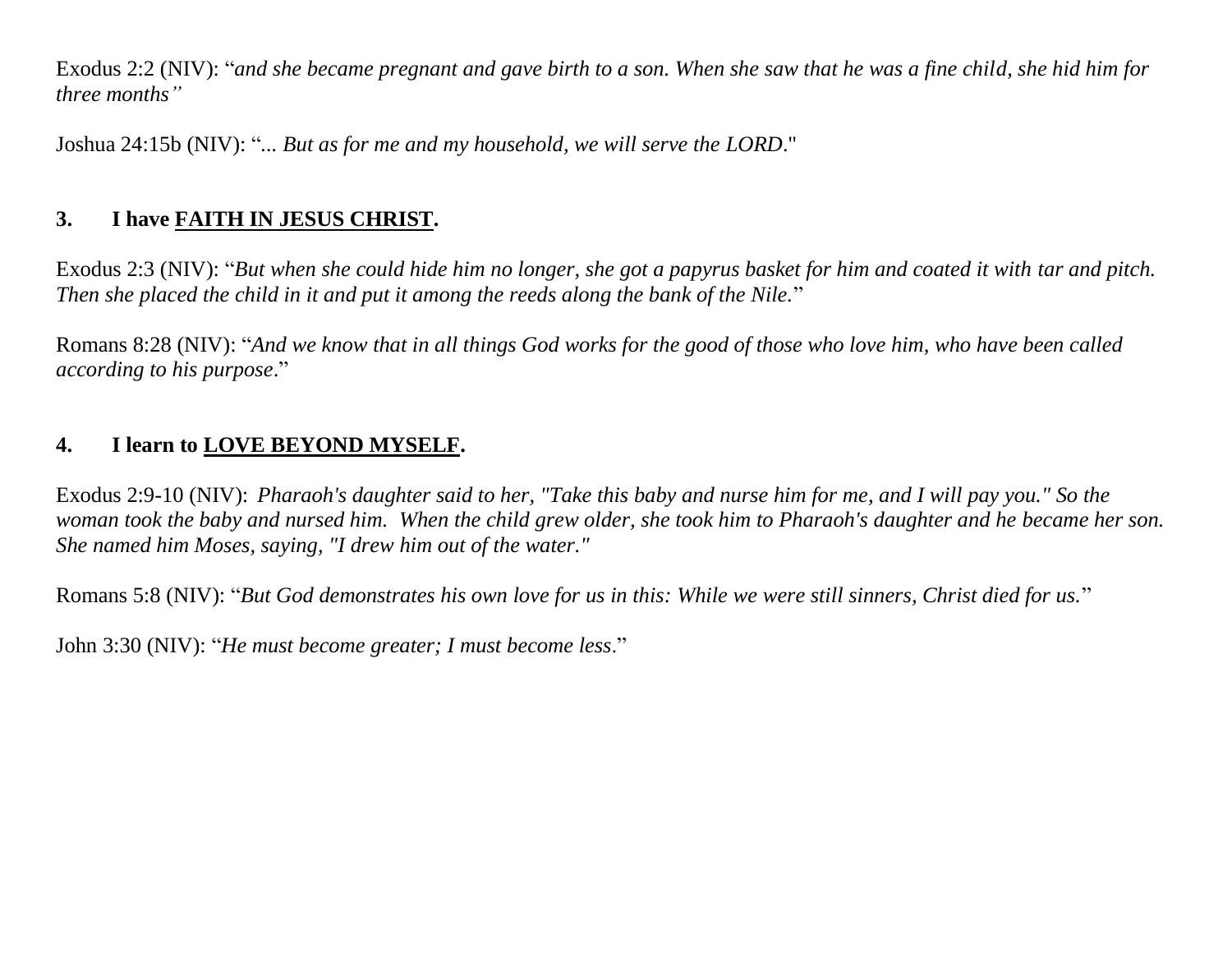Exodus 2:2 (NIV): "*and she became pregnant and gave birth to a son. When she saw that he was a fine child, she hid him for three months"*

Joshua 24:15b (NIV): "*... But as for me and my household, we will serve the LORD*."

**3. I have <u>FAITH IN JESUS CHRIST</u>.**

Exodus 2:3 (NIV): "*But when she could hide him no longer, she got a papyrus basket for him and coated it with tar and pitch. Then she placed the child in it and put it among the reeds along the bank of the Nile.*"

Romans 8:28 (NIV): "*And we know that in all things God works for the good of those who love him, who have been called according to his purpose*."

**4. I learn to <u>LOVE BEYOND MYSELF</u>.**

Exodus 2:9-10 (NIV): *Pharaoh's daughter said to her, "Take this baby and nurse him for me, and I will pay you." So the woman took the baby and nursed him. When the child grew older, she took him to Pharaoh's daughter and he became her son. She named him Moses, saying, "I drew him out of the water."*

Romans 5:8 (NIV): "*But God demonstrates his own love for us in this: While we were still sinners, Christ died for us.*"

John 3:30 (NIV): "*He must become greater; I must become less*."